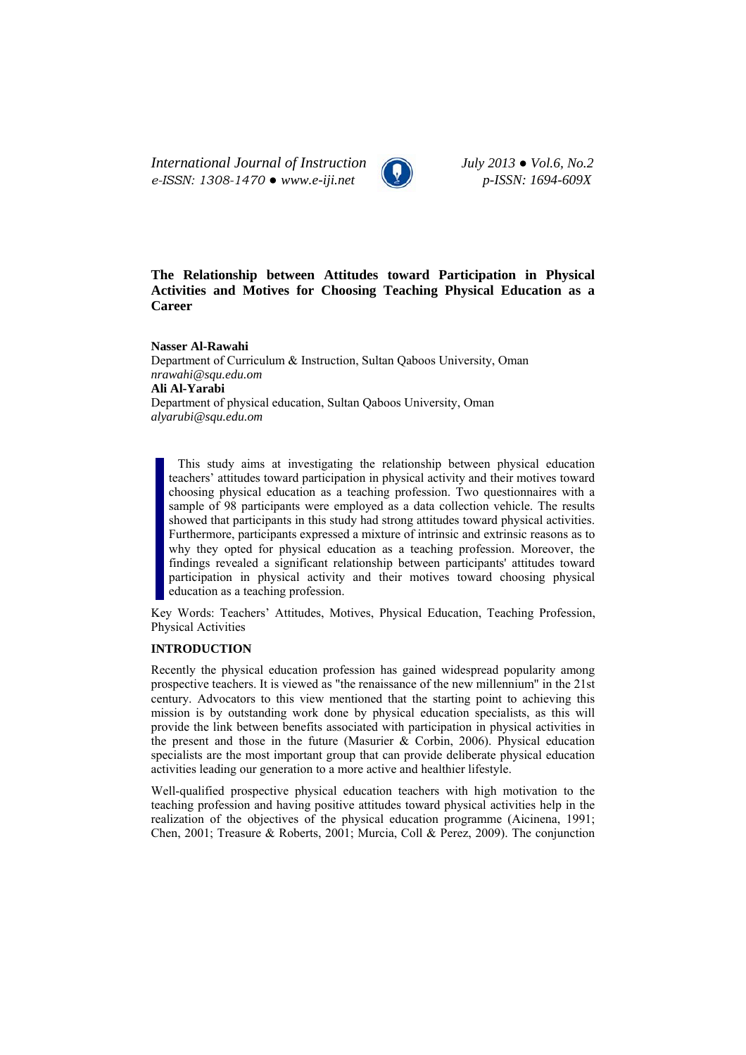# The Relationship between Attitudes toward Participation in Physical Activities and Motives for Choosing Teaching Physical Education as a Career

**Nasser Al-Rawahi**
Department of Curriculum & Instruction, Sultan Qaboos University, Oman
*nrawahi@squ.edu.om*
**Ali Al-Yarabi**
Department of physical education, Sultan Qaboos University, Oman
*alyarubi@squ.edu.om*

> This study aims at investigating the relationship between physical education teachers' attitudes toward participation in physical activity and their motives toward choosing physical education as a teaching profession. Two questionnaires with a sample of 98 participants were employed as a data collection vehicle. The results showed that participants in this study had strong attitudes toward physical activities. Furthermore, participants expressed a mixture of intrinsic and extrinsic reasons as to why they opted for physical education as a teaching profession. Moreover, the findings revealed a significant relationship between participants' attitudes toward participation in physical activity and their motives toward choosing physical education as a teaching profession.

Key Words: Teachers' Attitudes, Motives, Physical Education, Teaching Profession, Physical Activities

## INTRODUCTION

Recently the physical education profession has gained widespread popularity among prospective teachers. It is viewed as "the renaissance of the new millennium" in the 21st century. Advocators to this view mentioned that the starting point to achieving this mission is by outstanding work done by physical education specialists, as this will provide the link between benefits associated with participation in physical activities in the present and those in the future (Masurier & Corbin, 2006). Physical education specialists are the most important group that can provide deliberate physical education activities leading our generation to a more active and healthier lifestyle.

Well-qualified prospective physical education teachers with high motivation to the teaching profession and having positive attitudes toward physical activities help in the realization of the objectives of the physical education programme (Aicinena, 1991; Chen, 2001; Treasure & Roberts, 2001; Murcia, Coll & Perez, 2009). The conjunction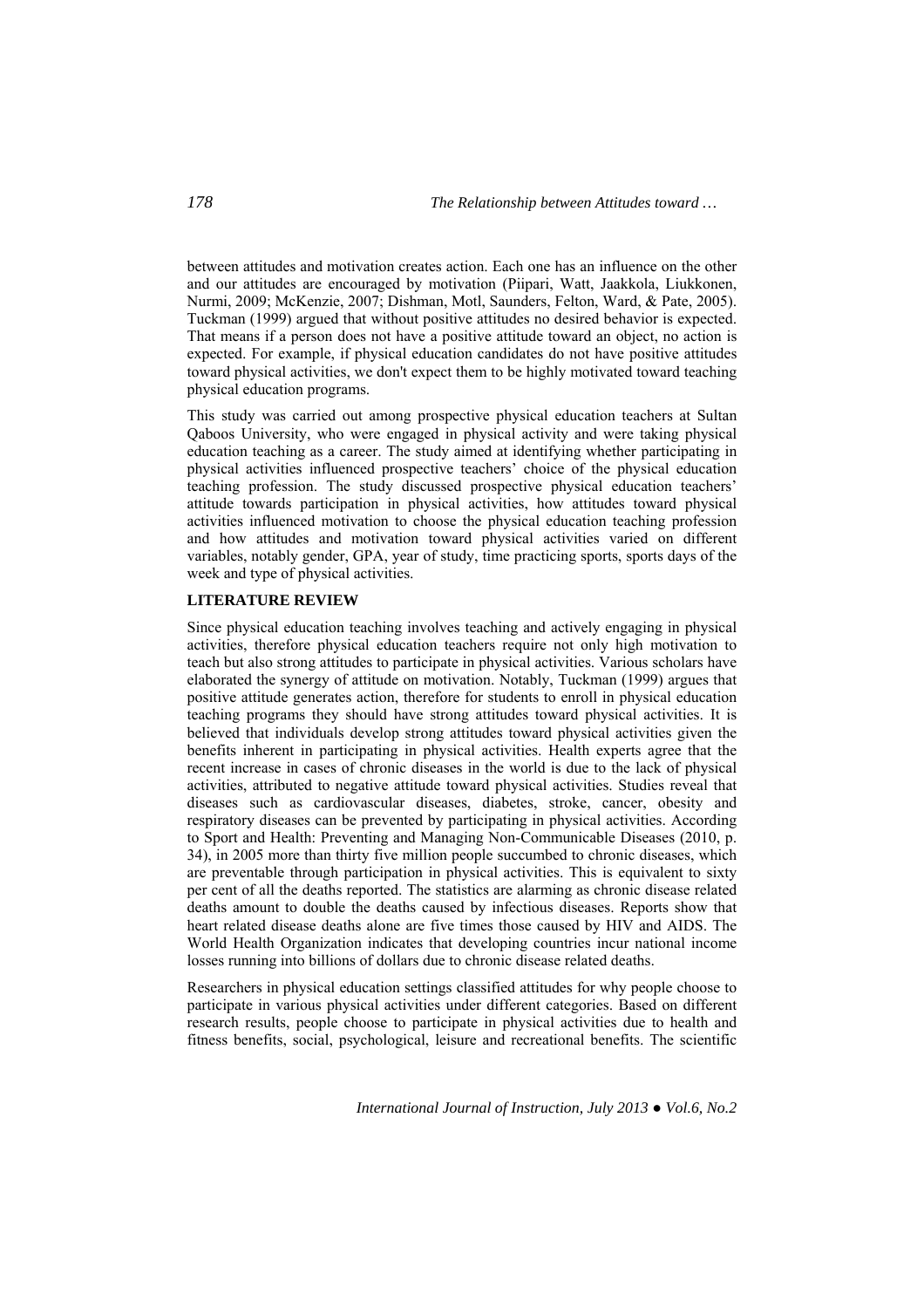between attitudes and motivation creates action. Each one has an influence on the other and our attitudes are encouraged by motivation (Piipari, Watt, Jaakkola, Liukkonen, Nurmi, 2009; McKenzie, 2007; Dishman, Motl, Saunders, Felton, Ward, & Pate, 2005). Tuckman (1999) argued that without positive attitudes no desired behavior is expected. That means if a person does not have a positive attitude toward an object, no action is expected. For example, if physical education candidates do not have positive attitudes toward physical activities, we don't expect them to be highly motivated toward teaching physical education programs.

This study was carried out among prospective physical education teachers at Sultan Qaboos University, who were engaged in physical activity and were taking physical education teaching as a career. The study aimed at identifying whether participating in physical activities influenced prospective teachers' choice of the physical education teaching profession. The study discussed prospective physical education teachers' attitude towards participation in physical activities, how attitudes toward physical activities influenced motivation to choose the physical education teaching profession and how attitudes and motivation toward physical activities varied on different variables, notably gender, GPA, year of study, time practicing sports, sports days of the week and type of physical activities.

## LITERATURE REVIEW

Since physical education teaching involves teaching and actively engaging in physical activities, therefore physical education teachers require not only high motivation to teach but also strong attitudes to participate in physical activities. Various scholars have elaborated the synergy of attitude on motivation. Notably, Tuckman (1999) argues that positive attitude generates action, therefore for students to enroll in physical education teaching programs they should have strong attitudes toward physical activities. It is believed that individuals develop strong attitudes toward physical activities given the benefits inherent in participating in physical activities. Health experts agree that the recent increase in cases of chronic diseases in the world is due to the lack of physical activities, attributed to negative attitude toward physical activities. Studies reveal that diseases such as cardiovascular diseases, diabetes, stroke, cancer, obesity and respiratory diseases can be prevented by participating in physical activities. According to Sport and Health: Preventing and Managing Non-Communicable Diseases (2010, p. 34), in 2005 more than thirty five million people succumbed to chronic diseases, which are preventable through participation in physical activities. This is equivalent to sixty per cent of all the deaths reported. The statistics are alarming as chronic disease related deaths amount to double the deaths caused by infectious diseases. Reports show that heart related disease deaths alone are five times those caused by HIV and AIDS. The World Health Organization indicates that developing countries incur national income losses running into billions of dollars due to chronic disease related deaths.

Researchers in physical education settings classified attitudes for why people choose to participate in various physical activities under different categories. Based on different research results, people choose to participate in physical activities due to health and fitness benefits, social, psychological, leisure and recreational benefits. The scientific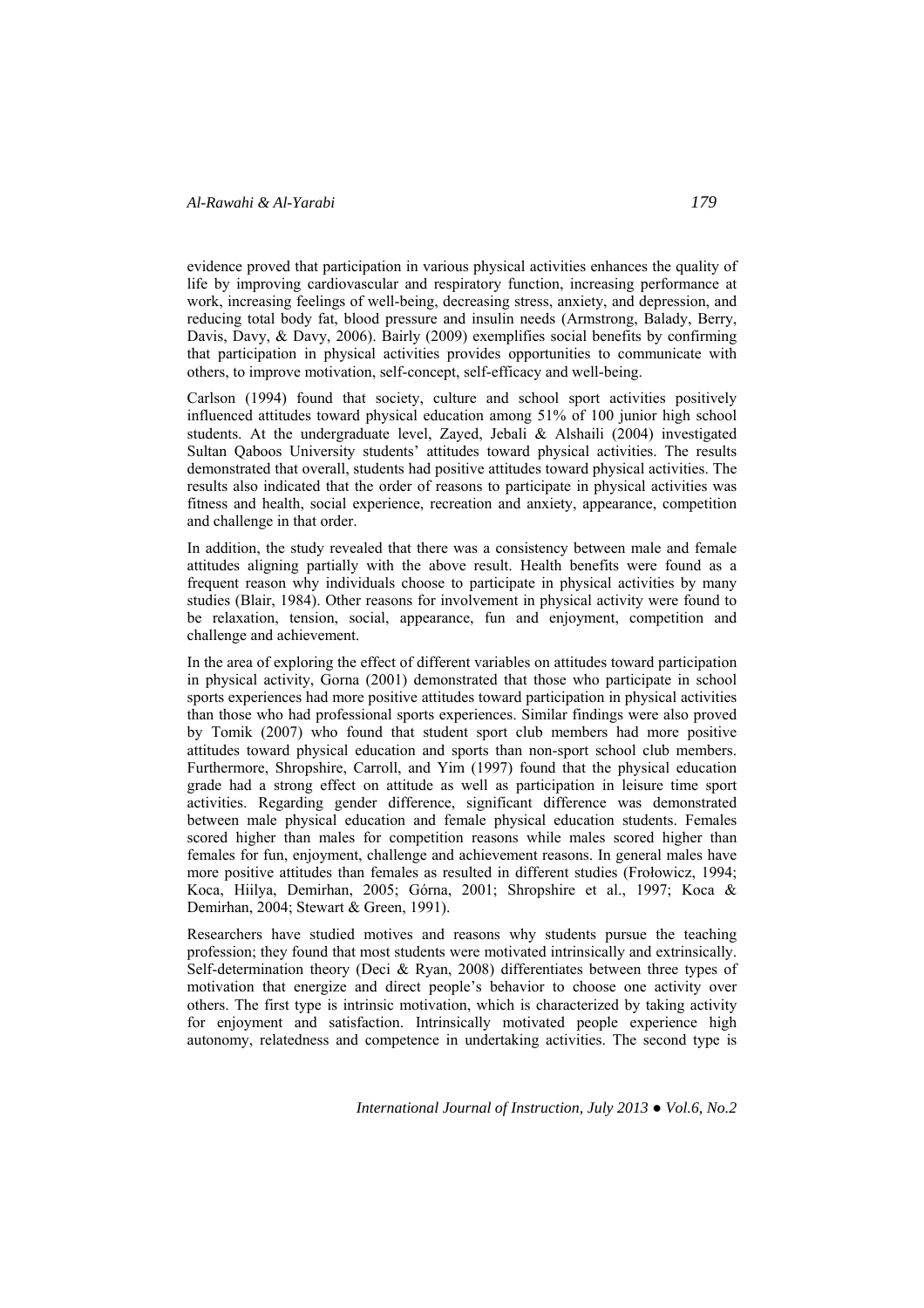evidence proved that participation in various physical activities enhances the quality of life by improving cardiovascular and respiratory function, increasing performance at work, increasing feelings of well-being, decreasing stress, anxiety, and depression, and reducing total body fat, blood pressure and insulin needs (Armstrong, Balady, Berry, Davis, Davy, & Davy, 2006). Bairly (2009) exemplifies social benefits by confirming that participation in physical activities provides opportunities to communicate with others, to improve motivation, self-concept, self-efficacy and well-being.

Carlson (1994) found that society, culture and school sport activities positively influenced attitudes toward physical education among 51% of 100 junior high school students. At the undergraduate level, Zayed, Jebali & Alshaili (2004) investigated Sultan Qaboos University students' attitudes toward physical activities. The results demonstrated that overall, students had positive attitudes toward physical activities. The results also indicated that the order of reasons to participate in physical activities was fitness and health, social experience, recreation and anxiety, appearance, competition and challenge in that order.

In addition, the study revealed that there was a consistency between male and female attitudes aligning partially with the above result. Health benefits were found as a frequent reason why individuals choose to participate in physical activities by many studies (Blair, 1984). Other reasons for involvement in physical activity were found to be relaxation, tension, social, appearance, fun and enjoyment, competition and challenge and achievement.

In the area of exploring the effect of different variables on attitudes toward participation in physical activity, Gorna (2001) demonstrated that those who participate in school sports experiences had more positive attitudes toward participation in physical activities than those who had professional sports experiences. Similar findings were also proved by Tomik (2007) who found that student sport club members had more positive attitudes toward physical education and sports than non-sport school club members. Furthermore, Shropshire, Carroll, and Yim (1997) found that the physical education grade had a strong effect on attitude as well as participation in leisure time sport activities. Regarding gender difference, significant difference was demonstrated between male physical education and female physical education students. Females scored higher than males for competition reasons while males scored higher than females for fun, enjoyment, challenge and achievement reasons. In general males have more positive attitudes than females as resulted in different studies (Frołowicz, 1994; Koca, Hiilya, Demirhan, 2005; Górna, 2001; Shropshire et al., 1997; Koca & Demirhan, 2004; Stewart & Green, 1991).

Researchers have studied motives and reasons why students pursue the teaching profession; they found that most students were motivated intrinsically and extrinsically. Self-determination theory (Deci & Ryan, 2008) differentiates between three types of motivation that energize and direct people's behavior to choose one activity over others. The first type is intrinsic motivation, which is characterized by taking activity for enjoyment and satisfaction. Intrinsically motivated people experience high autonomy, relatedness and competence in undertaking activities. The second type is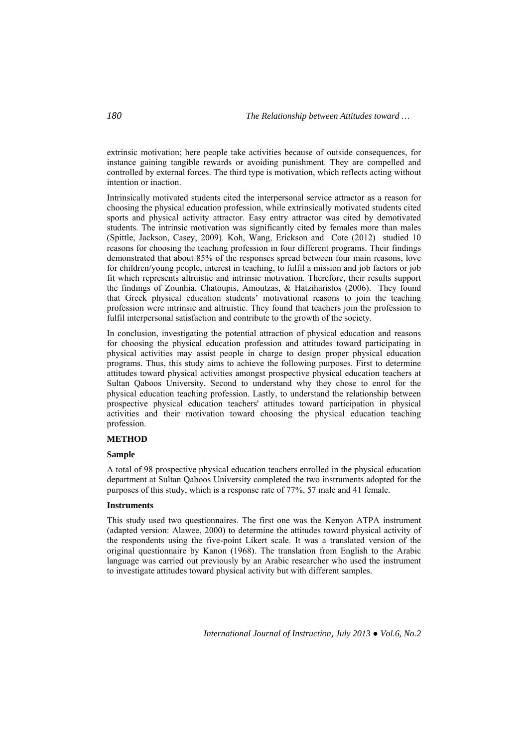extrinsic motivation; here people take activities because of outside consequences, for instance gaining tangible rewards or avoiding punishment. They are compelled and controlled by external forces. The third type is motivation, which reflects acting without intention or inaction.

Intrinsically motivated students cited the interpersonal service attractor as a reason for choosing the physical education profession, while extrinsically motivated students cited sports and physical activity attractor. Easy entry attractor was cited by demotivated students. The intrinsic motivation was significantly cited by females more than males (Spittle, Jackson, Casey, 2009). Koh, Wang, Erickson and Cote (2012) studied 10 reasons for choosing the teaching profession in four different programs. Their findings demonstrated that about 85% of the responses spread between four main reasons, love for children/young people, interest in teaching, to fulfil a mission and job factors or job fit which represents altruistic and intrinsic motivation. Therefore, their results support the findings of Zounhia, Chatoupis, Amoutzas, & Hatziharistos (2006). They found that Greek physical education students' motivational reasons to join the teaching profession were intrinsic and altruistic. They found that teachers join the profession to fulfil interpersonal satisfaction and contribute to the growth of the society.

In conclusion, investigating the potential attraction of physical education and reasons for choosing the physical education profession and attitudes toward participating in physical activities may assist people in charge to design proper physical education programs. Thus, this study aims to achieve the following purposes. First to determine attitudes toward physical activities amongst prospective physical education teachers at Sultan Qaboos University. Second to understand why they chose to enrol for the physical education teaching profession. Lastly, to understand the relationship between prospective physical education teachers' attitudes toward participation in physical activities and their motivation toward choosing the physical education teaching profession.

## METHOD

### Sample

A total of 98 prospective physical education teachers enrolled in the physical education department at Sultan Qaboos University completed the two instruments adopted for the purposes of this study, which is a response rate of 77%, 57 male and 41 female.

### Instruments

This study used two questionnaires. The first one was the Kenyon ATPA instrument (adapted version: Alawee, 2000) to determine the attitudes toward physical activity of the respondents using the five-point Likert scale. It was a translated version of the original questionnaire by Kanon (1968). The translation from English to the Arabic language was carried out previously by an Arabic researcher who used the instrument to investigate attitudes toward physical activity but with different samples.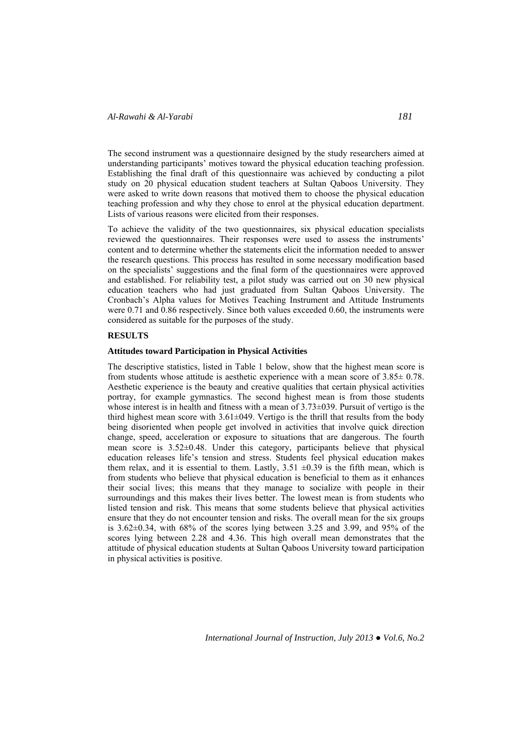The second instrument was a questionnaire designed by the study researchers aimed at understanding participants' motives toward the physical education teaching profession. Establishing the final draft of this questionnaire was achieved by conducting a pilot study on 20 physical education student teachers at Sultan Qaboos University. They were asked to write down reasons that motived them to choose the physical education teaching profession and why they chose to enrol at the physical education department. Lists of various reasons were elicited from their responses.

To achieve the validity of the two questionnaires, six physical education specialists reviewed the questionnaires. Their responses were used to assess the instruments' content and to determine whether the statements elicit the information needed to answer the research questions. This process has resulted in some necessary modification based on the specialists' suggestions and the final form of the questionnaires were approved and established. For reliability test, a pilot study was carried out on 30 new physical education teachers who had just graduated from Sultan Qaboos University. The Cronbach's Alpha values for Motives Teaching Instrument and Attitude Instruments were 0.71 and 0.86 respectively. Since both values exceeded 0.60, the instruments were considered as suitable for the purposes of the study.

## RESULTS

### Attitudes toward Participation in Physical Activities

The descriptive statistics, listed in Table 1 below, show that the highest mean score is from students whose attitude is aesthetic experience with a mean score of 3.85± 0.78. Aesthetic experience is the beauty and creative qualities that certain physical activities portray, for example gymnastics. The second highest mean is from those students whose interest is in health and fitness with a mean of 3.73±039. Pursuit of vertigo is the third highest mean score with 3.61±049. Vertigo is the thrill that results from the body being disoriented when people get involved in activities that involve quick direction change, speed, acceleration or exposure to situations that are dangerous. The fourth mean score is 3.52±0.48. Under this category, participants believe that physical education releases life's tension and stress. Students feel physical education makes them relax, and it is essential to them. Lastly, 3.51 ±0.39 is the fifth mean, which is from students who believe that physical education is beneficial to them as it enhances their social lives; this means that they manage to socialize with people in their surroundings and this makes their lives better. The lowest mean is from students who listed tension and risk. This means that some students believe that physical activities ensure that they do not encounter tension and risks. The overall mean for the six groups is 3.62±0.34, with 68% of the scores lying between 3.25 and 3.99, and 95% of the scores lying between 2.28 and 4.36. This high overall mean demonstrates that the attitude of physical education students at Sultan Qaboos University toward participation in physical activities is positive.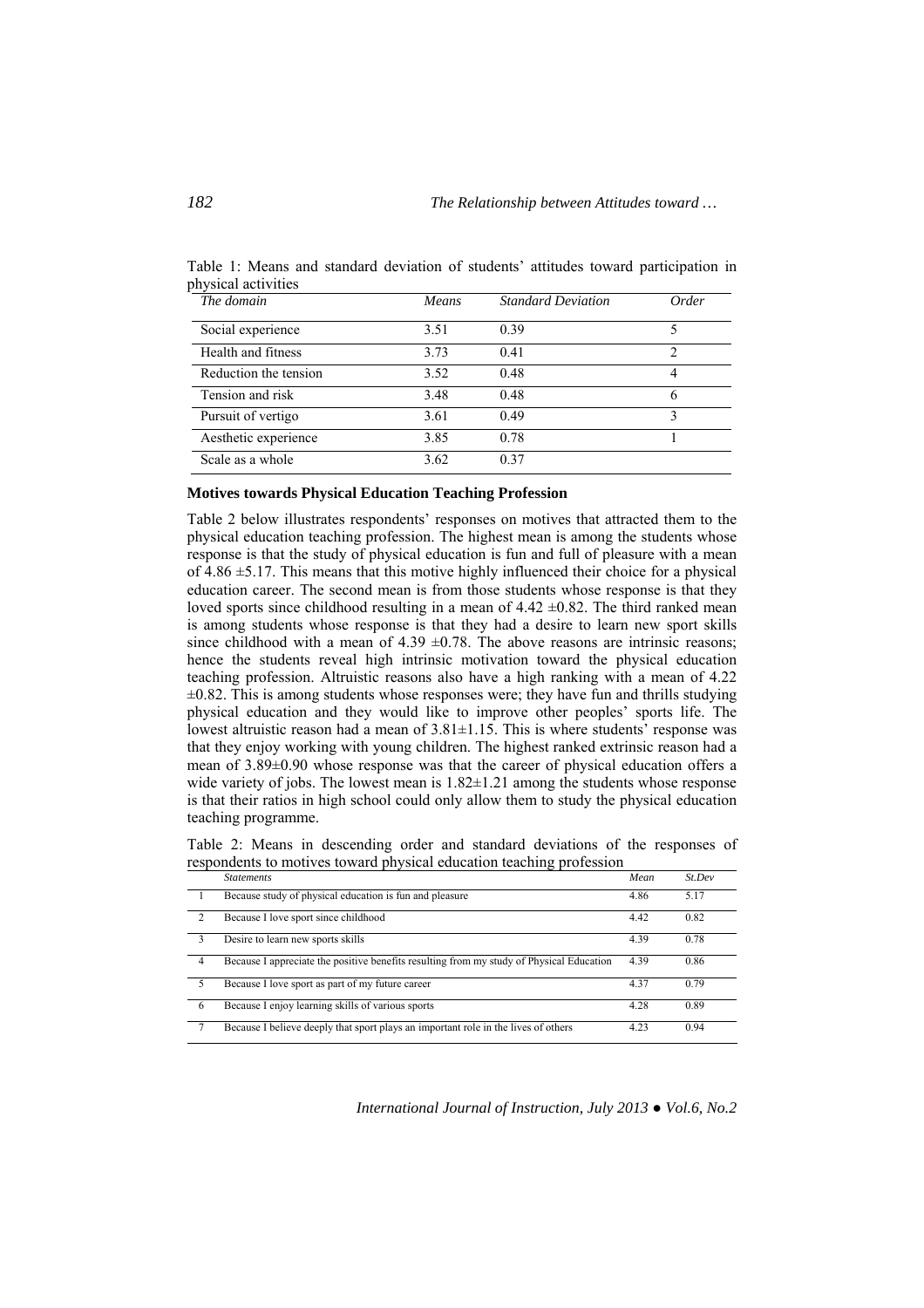Table 1: Means and standard deviation of students' attitudes toward participation in physical activities

| *The domain* | *Means* | *Standard Deviation* | *Order* |
|---|---|---|---|
| Social experience | 3.51 | 0.39 | 5 |
| Health and fitness | 3.73 | 0.41 | 2 |
| Reduction the tension | 3.52 | 0.48 | 4 |
| Tension and risk | 3.48 | 0.48 | 6 |
| Pursuit of vertigo | 3.61 | 0.49 | 3 |
| Aesthetic experience | 3.85 | 0.78 | 1 |
| Scale as a whole | 3.62 | 0.37 | |

**Motives towards Physical Education Teaching Profession**

Table 2 below illustrates respondents' responses on motives that attracted them to the physical education teaching profession. The highest mean is among the students whose response is that the study of physical education is fun and full of pleasure with a mean of 4.86 ±5.17. This means that this motive highly influenced their choice for a physical education career. The second mean is from those students whose response is that they loved sports since childhood resulting in a mean of 4.42 ±0.82. The third ranked mean is among students whose response is that they had a desire to learn new sport skills since childhood with a mean of 4.39 ±0.78. The above reasons are intrinsic reasons; hence the students reveal high intrinsic motivation toward the physical education teaching profession. Altruistic reasons also have a high ranking with a mean of 4.22 ±0.82. This is among students whose responses were; they have fun and thrills studying physical education and they would like to improve other peoples' sports life. The lowest altruistic reason had a mean of 3.81±1.15. This is where students' response was that they enjoy working with young children. The highest ranked extrinsic reason had a mean of 3.89±0.90 whose response was that the career of physical education offers a wide variety of jobs. The lowest mean is 1.82±1.21 among the students whose response is that their ratios in high school could only allow them to study the physical education teaching programme.

Table 2: Means in descending order and standard deviations of the responses of respondents to motives toward physical education teaching profession

| | *Statements* | *Mean* | *St.Dev* |
|---|---|---|---|
| 1 | Because study of physical education is fun and pleasure | 4.86 | 5.17 |
| 2 | Because I love sport since childhood | 4.42 | 0.82 |
| 3 | Desire to learn new sports skills | 4.39 | 0.78 |
| 4 | Because I appreciate the positive benefits resulting from my study of Physical Education | 4.39 | 0.86 |
| 5 | Because I love sport as part of my future career | 4.37 | 0.79 |
| 6 | Because I enjoy learning skills of various sports | 4.28 | 0.89 |
| 7 | Because I believe deeply that sport plays an important role in the lives of others | 4.23 | 0.94 |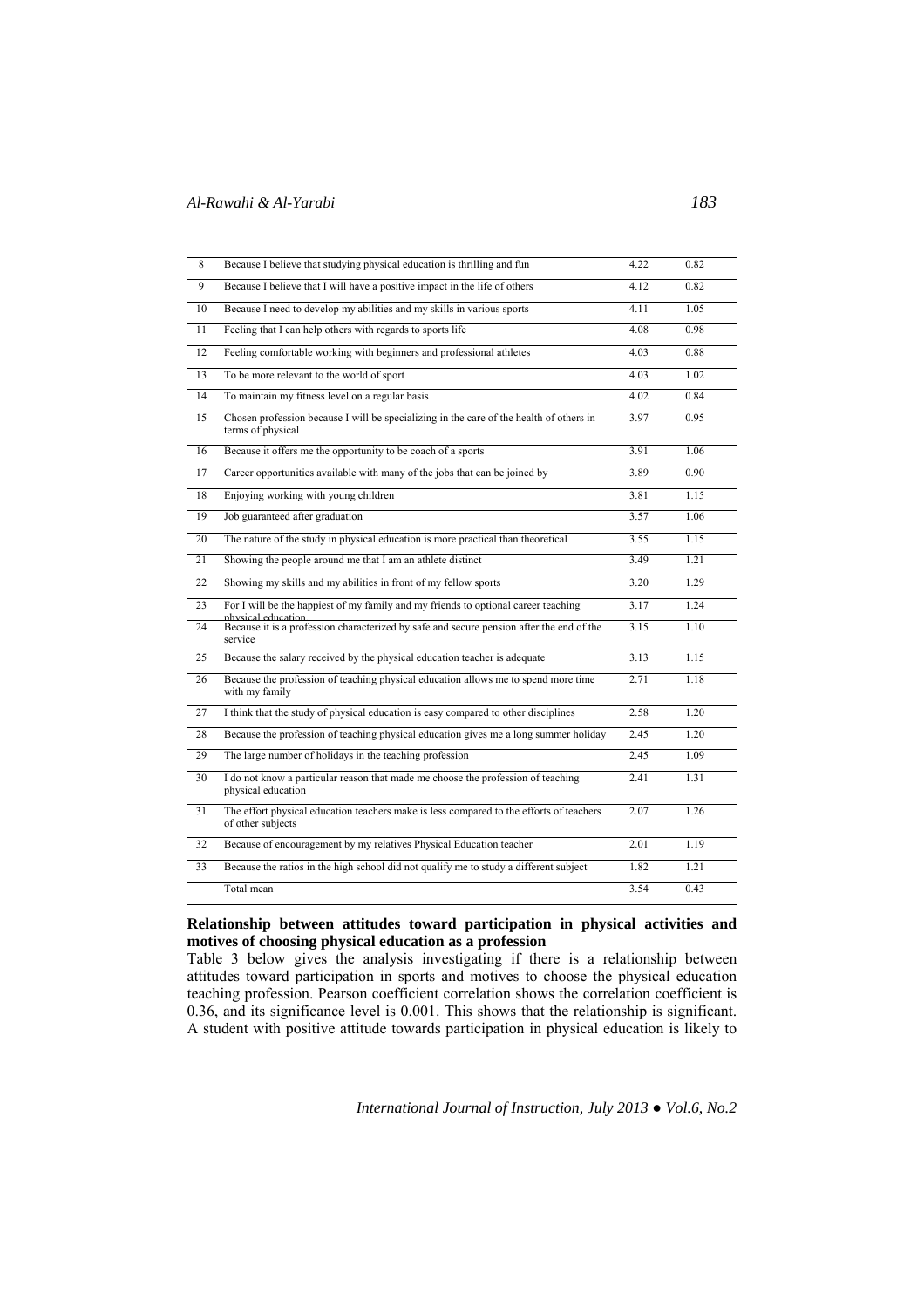| | | | |
|---|---|---|---|
| 8 | Because I believe that studying physical education is thrilling and fun | 4.22 | 0.82 |
| 9 | Because I believe that I will have a positive impact in the life of others | 4.12 | 0.82 |
| 10 | Because I need to develop my abilities and my skills in various sports | 4.11 | 1.05 |
| 11 | Feeling that I can help others with regards to sports life | 4.08 | 0.98 |
| 12 | Feeling comfortable working with beginners and professional athletes | 4.03 | 0.88 |
| 13 | To be more relevant to the world of sport | 4.03 | 1.02 |
| 14 | To maintain my fitness level on a regular basis | 4.02 | 0.84 |
| 15 | Chosen profession because I will be specializing in the care of the health of others in terms of physical | 3.97 | 0.95 |
| 16 | Because it offers me the opportunity to be coach of a sports | 3.91 | 1.06 |
| 17 | Career opportunities available with many of the jobs that can be joined by | 3.89 | 0.90 |
| 18 | Enjoying working with young children | 3.81 | 1.15 |
| 19 | Job guaranteed after graduation | 3.57 | 1.06 |
| 20 | The nature of the study in physical education is more practical than theoretical | 3.55 | 1.15 |
| 21 | Showing the people around me that I am an athlete distinct | 3.49 | 1.21 |
| 22 | Showing my skills and my abilities in front of my fellow sports | 3.20 | 1.29 |
| 23 | For I will be the happiest of my family and my friends to optional career teaching physical education | 3.17 | 1.24 |
| 24 | Because it is a profession characterized by safe and secure pension after the end of the service | 3.15 | 1.10 |
| 25 | Because the salary received by the physical education teacher is adequate | 3.13 | 1.15 |
| 26 | Because the profession of teaching physical education allows me to spend more time with my family | 2.71 | 1.18 |
| 27 | I think that the study of physical education is easy compared to other disciplines | 2.58 | 1.20 |
| 28 | Because the profession of teaching physical education gives me a long summer holiday | 2.45 | 1.20 |
| 29 | The large number of holidays in the teaching profession | 2.45 | 1.09 |
| 30 | I do not know a particular reason that made me choose the profession of teaching physical education | 2.41 | 1.31 |
| 31 | The effort physical education teachers make is less compared to the efforts of teachers of other subjects | 2.07 | 1.26 |
| 32 | Because of encouragement by my relatives Physical Education teacher | 2.01 | 1.19 |
| 33 | Because the ratios in the high school did not qualify me to study a different subject | 1.82 | 1.21 |
| | Total mean | 3.54 | 0.43 |

**Relationship between attitudes toward participation in physical activities and motives of choosing physical education as a profession**

Table 3 below gives the analysis investigating if there is a relationship between attitudes toward participation in sports and motives to choose the physical education teaching profession. Pearson coefficient correlation shows the correlation coefficient is 0.36, and its significance level is 0.001. This shows that the relationship is significant. A student with positive attitude towards participation in physical education is likely to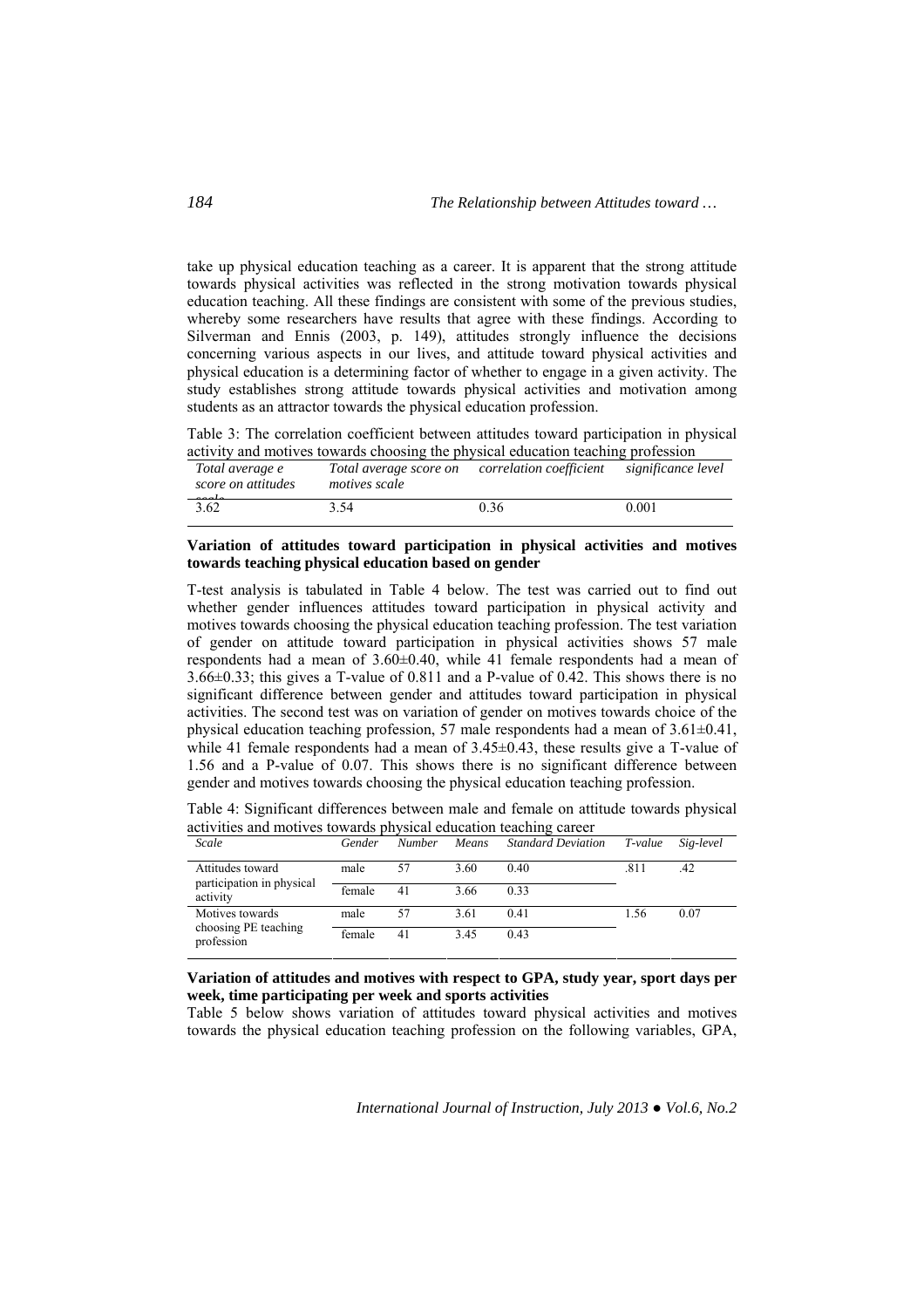take up physical education teaching as a career. It is apparent that the strong attitude towards physical activities was reflected in the strong motivation towards physical education teaching. All these findings are consistent with some of the previous studies, whereby some researchers have results that agree with these findings. According to Silverman and Ennis (2003, p. 149), attitudes strongly influence the decisions concerning various aspects in our lives, and attitude toward physical activities and physical education is a determining factor of whether to engage in a given activity. The study establishes strong attitude towards physical activities and motivation among students as an attractor towards the physical education profession.

Table 3: The correlation coefficient between attitudes toward participation in physical activity and motives towards choosing the physical education teaching profession

| *Total average e score on attitudes scale* | *Total average score on motives scale* | *correlation coefficient* | *significance level* |
|---|---|---|---|
| 3.62 | 3.54 | 0.36 | 0.001 |

**Variation of attitudes toward participation in physical activities and motives towards teaching physical education based on gender**

T-test analysis is tabulated in Table 4 below. The test was carried out to find out whether gender influences attitudes toward participation in physical activity and motives towards choosing the physical education teaching profession. The test variation of gender on attitude toward participation in physical activities shows 57 male respondents had a mean of 3.60±0.40, while 41 female respondents had a mean of 3.66±0.33; this gives a T-value of 0.811 and a P-value of 0.42. This shows there is no significant difference between gender and attitudes toward participation in physical activities. The second test was on variation of gender on motives towards choice of the physical education teaching profession, 57 male respondents had a mean of 3.61±0.41, while 41 female respondents had a mean of 3.45±0.43, these results give a T-value of 1.56 and a P-value of 0.07. This shows there is no significant difference between gender and motives towards choosing the physical education teaching profession.

Table 4: Significant differences between male and female on attitude towards physical activities and motives towards physical education teaching career

| *Scale* | *Gender* | *Number* | *Means* | *Standard Deviation* | *T-value* | *Sig-level* |
|---|---|---|---|---|---|---|
| Attitudes toward participation in physical activity | male | 57 | 3.60 | 0.40 | .811 | .42 |
| | female | 41 | 3.66 | 0.33 | | |
| Motives towards choosing PE teaching profession | male | 57 | 3.61 | 0.41 | 1.56 | 0.07 |
| | female | 41 | 3.45 | 0.43 | | |

**Variation of attitudes and motives with respect to GPA, study year, sport days per week, time participating per week and sports activities**

Table 5 below shows variation of attitudes toward physical activities and motives towards the physical education teaching profession on the following variables, GPA,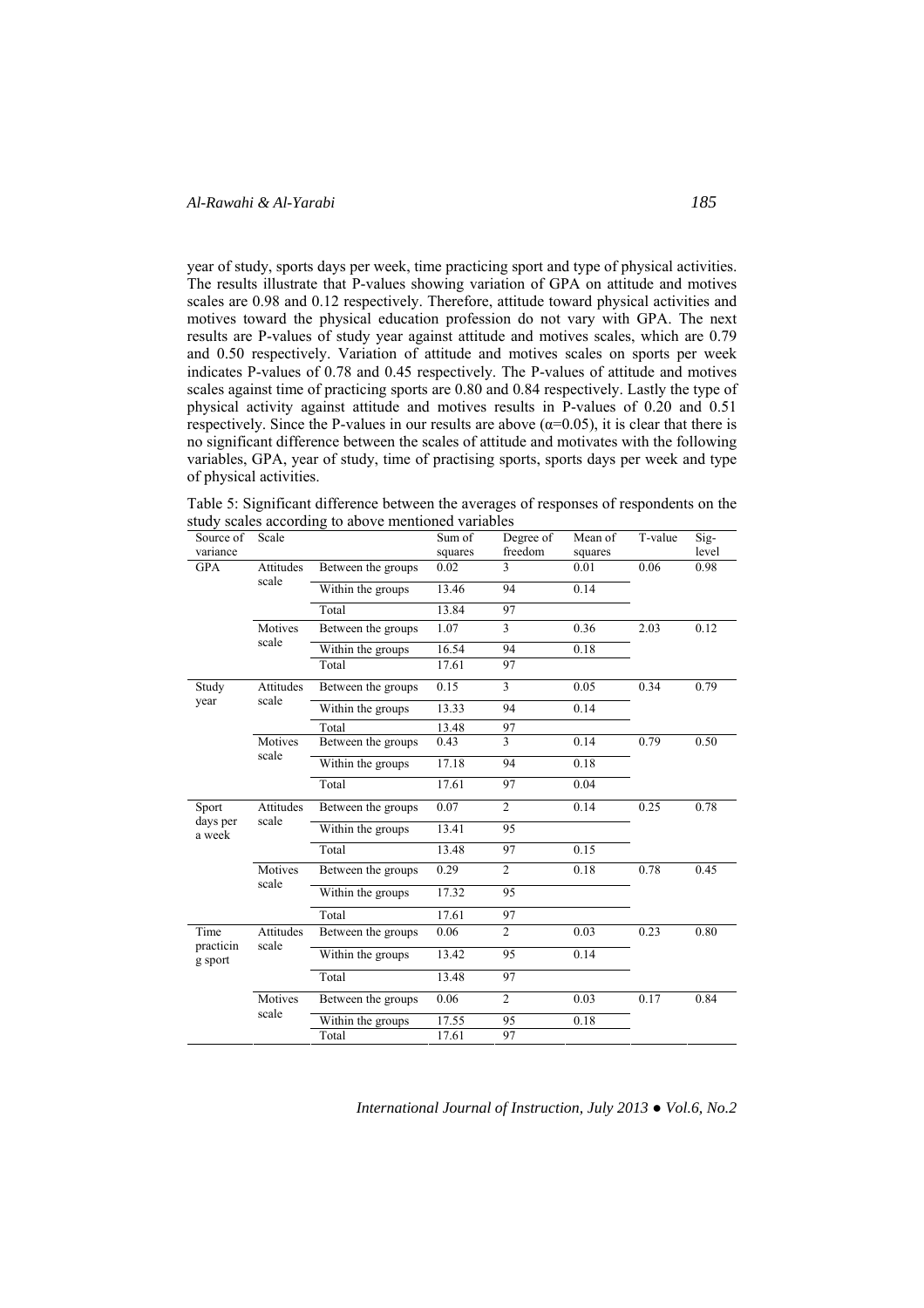year of study, sports days per week, time practicing sport and type of physical activities. The results illustrate that P-values showing variation of GPA on attitude and motives scales are 0.98 and 0.12 respectively. Therefore, attitude toward physical activities and motives toward the physical education profession do not vary with GPA. The next results are P-values of study year against attitude and motives scales, which are 0.79 and 0.50 respectively. Variation of attitude and motives scales on sports per week indicates P-values of 0.78 and 0.45 respectively. The P-values of attitude and motives scales against time of practicing sports are 0.80 and 0.84 respectively. Lastly the type of physical activity against attitude and motives results in P-values of 0.20 and 0.51 respectively. Since the P-values in our results are above ($\alpha$=0.05), it is clear that there is no significant difference between the scales of attitude and motivates with the following variables, GPA, year of study, time of practising sports, sports days per week and type of physical activities.

Table 5: Significant difference between the averages of responses of respondents on the study scales according to above mentioned variables

| Source of variance | Scale | | Sum of squares | Degree of freedom | Mean of squares | T-value | Sig-level |
|---|---|---|---|---|---|---|---|
| GPA | Attitudes scale | Between the groups | 0.02 | 3 | 0.01 | 0.06 | 0.98 |
| | | Within the groups | 13.46 | 94 | 0.14 | | |
| | | Total | 13.84 | 97 | | | |
| | Motives scale | Between the groups | 1.07 | 3 | 0.36 | 2.03 | 0.12 |
| | | Within the groups | 16.54 | 94 | 0.18 | | |
| | | Total | 17.61 | 97 | | | |
| Study year | Attitudes scale | Between the groups | 0.15 | 3 | 0.05 | 0.34 | 0.79 |
| | | Within the groups | 13.33 | 94 | 0.14 | | |
| | | Total | 13.48 | 97 | | | |
| | Motives scale | Between the groups | 0.43 | 3 | 0.14 | 0.79 | 0.50 |
| | | Within the groups | 17.18 | 94 | 0.18 | | |
| | | Total | 17.61 | 97 | 0.04 | | |
| Sport days per a week | Attitudes scale | Between the groups | 0.07 | 2 | 0.14 | 0.25 | 0.78 |
| | | Within the groups | 13.41 | 95 | | | |
| | | Total | 13.48 | 97 | 0.15 | | |
| | Motives scale | Between the groups | 0.29 | 2 | 0.18 | 0.78 | 0.45 |
| | | Within the groups | 17.32 | 95 | | | |
| | | Total | 17.61 | 97 | | | |
| Time practicing sport | Attitudes scale | Between the groups | 0.06 | 2 | 0.03 | 0.23 | 0.80 |
| | | Within the groups | 13.42 | 95 | 0.14 | | |
| | | Total | 13.48 | 97 | | | |
| | Motives scale | Between the groups | 0.06 | 2 | 0.03 | 0.17 | 0.84 |
| | | Within the groups | 17.55 | 95 | 0.18 | | |
| | | Total | 17.61 | 97 | | | |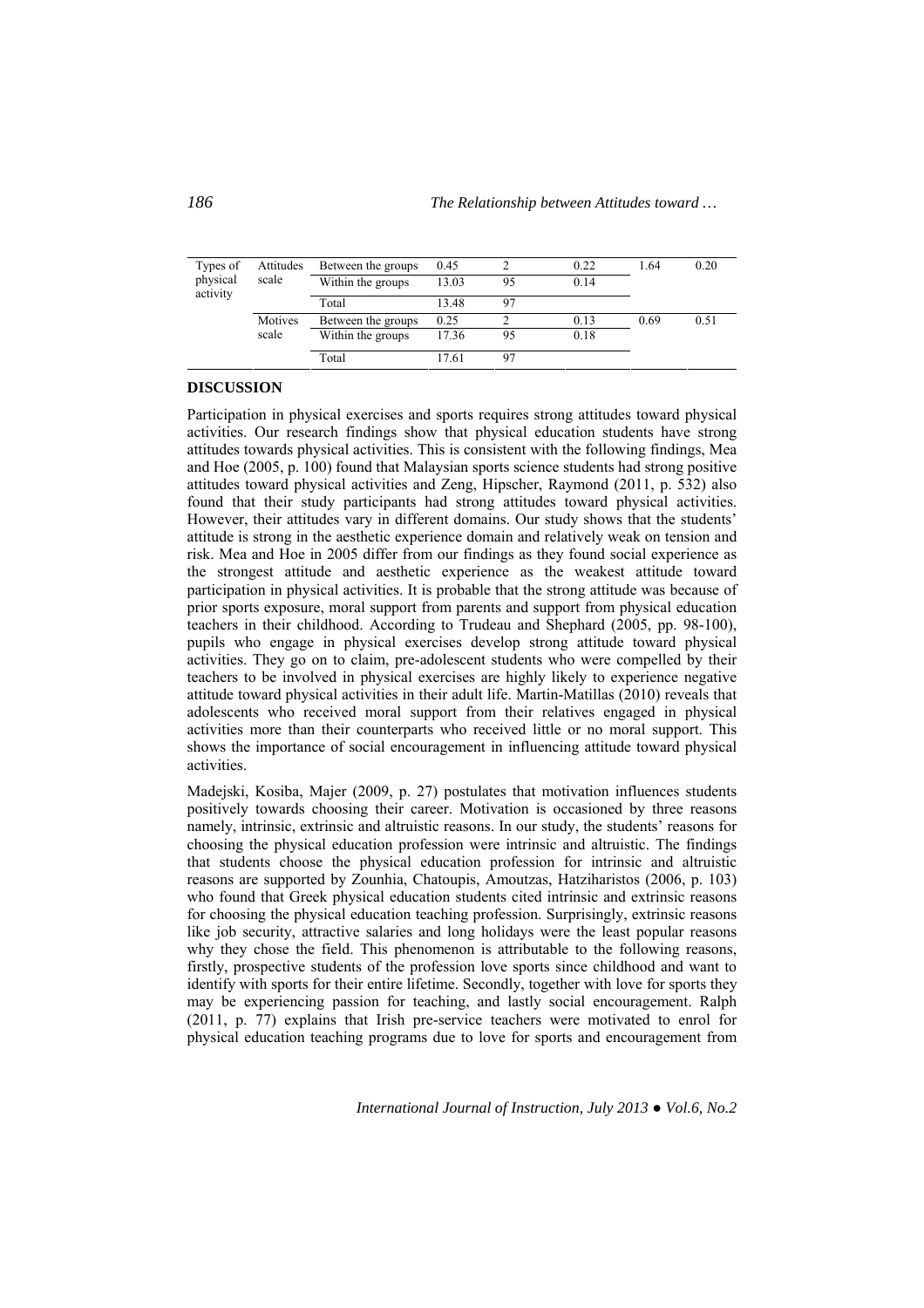| Types of physical activity | Attitudes scale | Between the groups | 0.45 | 2 | 0.22 | 1.64 | 0.20 |
|---|---|---|---|---|---|---|---|
| | | Within the groups | 13.03 | 95 | 0.14 | | |
| | | Total | 13.48 | 97 | | | |
| | Motives scale | Between the groups | 0.25 | 2 | 0.13 | 0.69 | 0.51 |
| | | Within the groups | 17.36 | 95 | 0.18 | | |
| | | Total | 17.61 | 97 | | | |

## DISCUSSION

Participation in physical exercises and sports requires strong attitudes toward physical activities. Our research findings show that physical education students have strong attitudes towards physical activities. This is consistent with the following findings, Mea and Hoe (2005, p. 100) found that Malaysian sports science students had strong positive attitudes toward physical activities and Zeng, Hipscher, Raymond (2011, p. 532) also found that their study participants had strong attitudes toward physical activities. However, their attitudes vary in different domains. Our study shows that the students' attitude is strong in the aesthetic experience domain and relatively weak on tension and risk. Mea and Hoe in 2005 differ from our findings as they found social experience as the strongest attitude and aesthetic experience as the weakest attitude toward participation in physical activities. It is probable that the strong attitude was because of prior sports exposure, moral support from parents and support from physical education teachers in their childhood. According to Trudeau and Shephard (2005, pp. 98-100), pupils who engage in physical exercises develop strong attitude toward physical activities. They go on to claim, pre-adolescent students who were compelled by their teachers to be involved in physical exercises are highly likely to experience negative attitude toward physical activities in their adult life. Martin-Matillas (2010) reveals that adolescents who received moral support from their relatives engaged in physical activities more than their counterparts who received little or no moral support. This shows the importance of social encouragement in influencing attitude toward physical activities.

Madejski, Kosiba, Majer (2009, p. 27) postulates that motivation influences students positively towards choosing their career. Motivation is occasioned by three reasons namely, intrinsic, extrinsic and altruistic reasons. In our study, the students' reasons for choosing the physical education profession were intrinsic and altruistic. The findings that students choose the physical education profession for intrinsic and altruistic reasons are supported by Zounhia, Chatoupis, Amoutzas, Hatziharistos (2006, p. 103) who found that Greek physical education students cited intrinsic and extrinsic reasons for choosing the physical education teaching profession. Surprisingly, extrinsic reasons like job security, attractive salaries and long holidays were the least popular reasons why they chose the field. This phenomenon is attributable to the following reasons, firstly, prospective students of the profession love sports since childhood and want to identify with sports for their entire lifetime. Secondly, together with love for sports they may be experiencing passion for teaching, and lastly social encouragement. Ralph (2011, p. 77) explains that Irish pre-service teachers were motivated to enrol for physical education teaching programs due to love for sports and encouragement from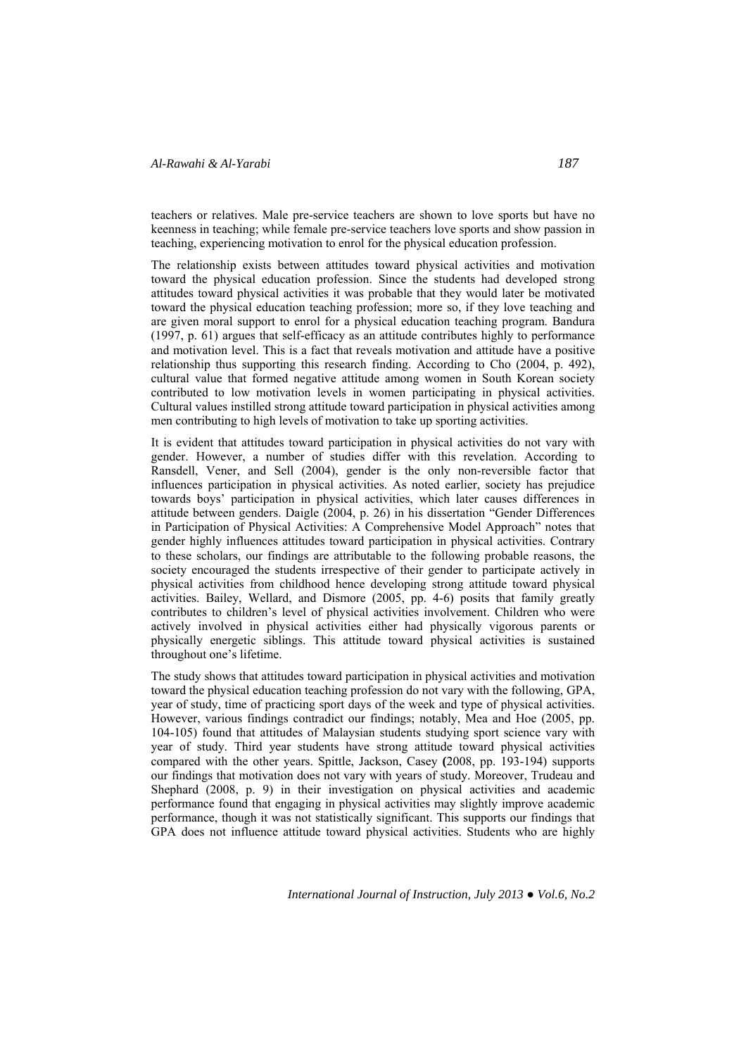teachers or relatives. Male pre-service teachers are shown to love sports but have no keenness in teaching; while female pre-service teachers love sports and show passion in teaching, experiencing motivation to enrol for the physical education profession.

The relationship exists between attitudes toward physical activities and motivation toward the physical education profession. Since the students had developed strong attitudes toward physical activities it was probable that they would later be motivated toward the physical education teaching profession; more so, if they love teaching and are given moral support to enrol for a physical education teaching program. Bandura (1997, p. 61) argues that self-efficacy as an attitude contributes highly to performance and motivation level. This is a fact that reveals motivation and attitude have a positive relationship thus supporting this research finding. According to Cho (2004, p. 492), cultural value that formed negative attitude among women in South Korean society contributed to low motivation levels in women participating in physical activities. Cultural values instilled strong attitude toward participation in physical activities among men contributing to high levels of motivation to take up sporting activities.

It is evident that attitudes toward participation in physical activities do not vary with gender. However, a number of studies differ with this revelation. According to Ransdell, Vener, and Sell (2004), gender is the only non-reversible factor that influences participation in physical activities. As noted earlier, society has prejudice towards boys' participation in physical activities, which later causes differences in attitude between genders. Daigle (2004, p. 26) in his dissertation "Gender Differences in Participation of Physical Activities: A Comprehensive Model Approach" notes that gender highly influences attitudes toward participation in physical activities. Contrary to these scholars, our findings are attributable to the following probable reasons, the society encouraged the students irrespective of their gender to participate actively in physical activities from childhood hence developing strong attitude toward physical activities. Bailey, Wellard, and Dismore (2005, pp. 4-6) posits that family greatly contributes to children's level of physical activities involvement. Children who were actively involved in physical activities either had physically vigorous parents or physically energetic siblings. This attitude toward physical activities is sustained throughout one's lifetime.

The study shows that attitudes toward participation in physical activities and motivation toward the physical education teaching profession do not vary with the following, GPA, year of study, time of practicing sport days of the week and type of physical activities. However, various findings contradict our findings; notably, Mea and Hoe (2005, pp. 104-105) found that attitudes of Malaysian students studying sport science vary with year of study. Third year students have strong attitude toward physical activities compared with the other years. Spittle, Jackson, Casey **(**2008, pp. 193-194) supports our findings that motivation does not vary with years of study. Moreover, Trudeau and Shephard (2008, p. 9) in their investigation on physical activities and academic performance found that engaging in physical activities may slightly improve academic performance, though it was not statistically significant. This supports our findings that GPA does not influence attitude toward physical activities. Students who are highly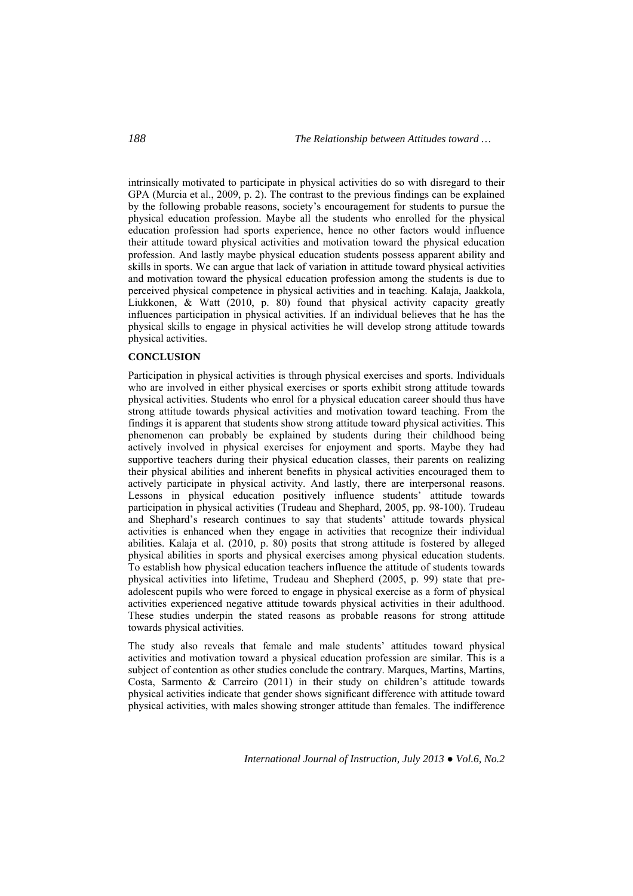intrinsically motivated to participate in physical activities do so with disregard to their GPA (Murcia et al., 2009, p. 2). The contrast to the previous findings can be explained by the following probable reasons, society's encouragement for students to pursue the physical education profession. Maybe all the students who enrolled for the physical education profession had sports experience, hence no other factors would influence their attitude toward physical activities and motivation toward the physical education profession. And lastly maybe physical education students possess apparent ability and skills in sports. We can argue that lack of variation in attitude toward physical activities and motivation toward the physical education profession among the students is due to perceived physical competence in physical activities and in teaching. Kalaja, Jaakkola, Liukkonen, & Watt (2010, p. 80) found that physical activity capacity greatly influences participation in physical activities. If an individual believes that he has the physical skills to engage in physical activities he will develop strong attitude towards physical activities.

## CONCLUSION

Participation in physical activities is through physical exercises and sports. Individuals who are involved in either physical exercises or sports exhibit strong attitude towards physical activities. Students who enrol for a physical education career should thus have strong attitude towards physical activities and motivation toward teaching. From the findings it is apparent that students show strong attitude toward physical activities. This phenomenon can probably be explained by students during their childhood being actively involved in physical exercises for enjoyment and sports. Maybe they had supportive teachers during their physical education classes, their parents on realizing their physical abilities and inherent benefits in physical activities encouraged them to actively participate in physical activity. And lastly, there are interpersonal reasons. Lessons in physical education positively influence students' attitude towards participation in physical activities (Trudeau and Shephard, 2005, pp. 98-100). Trudeau and Shephard's research continues to say that students' attitude towards physical activities is enhanced when they engage in activities that recognize their individual abilities. Kalaja et al. (2010, p. 80) posits that strong attitude is fostered by alleged physical abilities in sports and physical exercises among physical education students. To establish how physical education teachers influence the attitude of students towards physical activities into lifetime, Trudeau and Shepherd (2005, p. 99) state that pre-adolescent pupils who were forced to engage in physical exercise as a form of physical activities experienced negative attitude towards physical activities in their adulthood. These studies underpin the stated reasons as probable reasons for strong attitude towards physical activities.

The study also reveals that female and male students' attitudes toward physical activities and motivation toward a physical education profession are similar. This is a subject of contention as other studies conclude the contrary. Marques, Martins, Martins, Costa, Sarmento & Carreiro (2011) in their study on children's attitude towards physical activities indicate that gender shows significant difference with attitude toward physical activities, with males showing stronger attitude than females. The indifference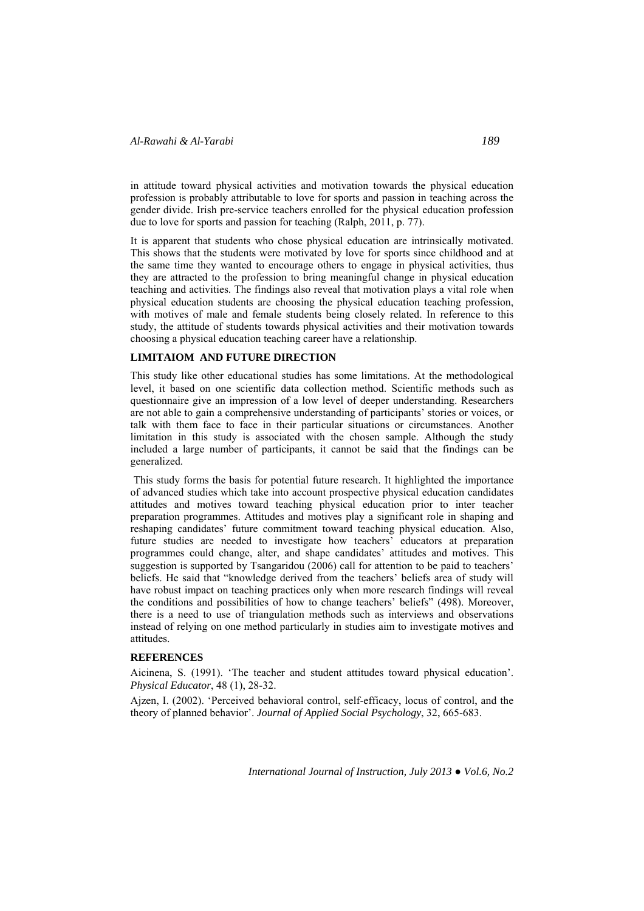in attitude toward physical activities and motivation towards the physical education profession is probably attributable to love for sports and passion in teaching across the gender divide. Irish pre-service teachers enrolled for the physical education profession due to love for sports and passion for teaching (Ralph, 2011, p. 77).

It is apparent that students who chose physical education are intrinsically motivated. This shows that the students were motivated by love for sports since childhood and at the same time they wanted to encourage others to engage in physical activities, thus they are attracted to the profession to bring meaningful change in physical education teaching and activities. The findings also reveal that motivation plays a vital role when physical education students are choosing the physical education teaching profession, with motives of male and female students being closely related. In reference to this study, the attitude of students towards physical activities and their motivation towards choosing a physical education teaching career have a relationship.

## LIMITAIOM AND FUTURE DIRECTION

This study like other educational studies has some limitations. At the methodological level, it based on one scientific data collection method. Scientific methods such as questionnaire give an impression of a low level of deeper understanding. Researchers are not able to gain a comprehensive understanding of participants' stories or voices, or talk with them face to face in their particular situations or circumstances. Another limitation in this study is associated with the chosen sample. Although the study included a large number of participants, it cannot be said that the findings can be generalized.

This study forms the basis for potential future research. It highlighted the importance of advanced studies which take into account prospective physical education candidates attitudes and motives toward teaching physical education prior to inter teacher preparation programmes. Attitudes and motives play a significant role in shaping and reshaping candidates' future commitment toward teaching physical education. Also, future studies are needed to investigate how teachers' educators at preparation programmes could change, alter, and shape candidates' attitudes and motives. This suggestion is supported by Tsangaridou (2006) call for attention to be paid to teachers' beliefs. He said that "knowledge derived from the teachers' beliefs area of study will have robust impact on teaching practices only when more research findings will reveal the conditions and possibilities of how to change teachers' beliefs" (498). Moreover, there is a need to use of triangulation methods such as interviews and observations instead of relying on one method particularly in studies aim to investigate motives and attitudes.

## REFERENCES

Aicinena, S. (1991). 'The teacher and student attitudes toward physical education'. *Physical Educator*, 48 (1), 28-32.

Ajzen, I. (2002). 'Perceived behavioral control, self-efficacy, locus of control, and the theory of planned behavior'. *Journal of Applied Social Psychology*, 32, 665-683.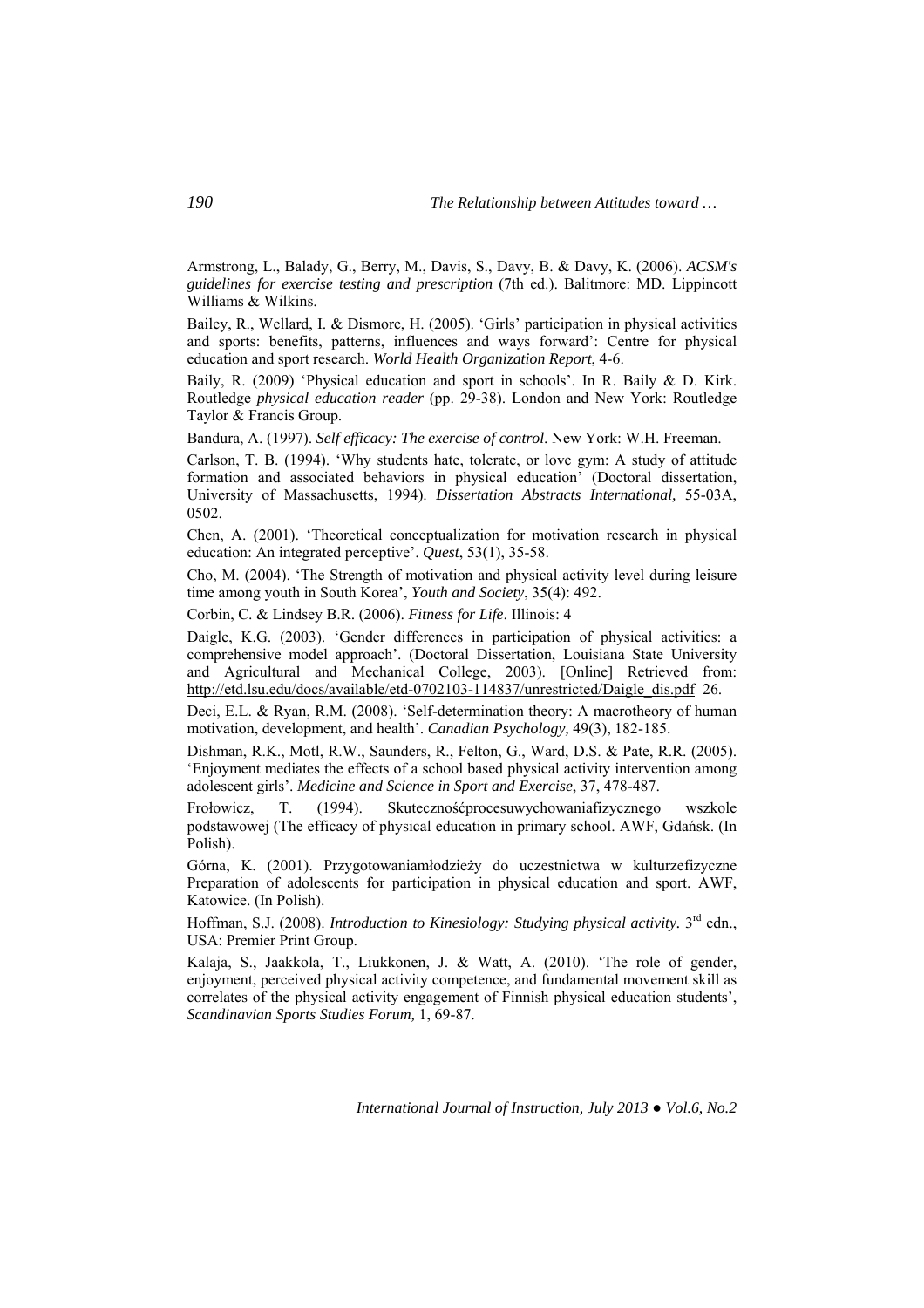Armstrong, L., Balady, G., Berry, M., Davis, S., Davy, B. & Davy, K. (2006). *ACSM's guidelines for exercise testing and prescription* (7th ed.). Balitmore: MD. Lippincott Williams & Wilkins.

Bailey, R., Wellard, I. & Dismore, H. (2005). 'Girls' participation in physical activities and sports: benefits, patterns, influences and ways forward': Centre for physical education and sport research. *World Health Organization Report*, 4-6.

Baily, R. (2009) 'Physical education and sport in schools'. In R. Baily & D. Kirk. Routledge *physical education reader* (pp. 29-38). London and New York: Routledge Taylor & Francis Group.

Bandura, A. (1997). *Self efficacy: The exercise of control*. New York: W.H. Freeman.

Carlson, T. B. (1994). 'Why students hate, tolerate, or love gym: A study of attitude formation and associated behaviors in physical education' (Doctoral dissertation, University of Massachusetts, 1994). *Dissertation Abstracts International,* 55-03A, 0502.

Chen, A. (2001). 'Theoretical conceptualization for motivation research in physical education: An integrated perceptive'. *Quest*, 53(1), 35-58.

Cho, M. (2004). 'The Strength of motivation and physical activity level during leisure time among youth in South Korea', *Youth and Society*, 35(4): 492.

Corbin, C. & Lindsey B.R. (2006). *Fitness for Life*. Illinois: 4

Daigle, K.G. (2003). 'Gender differences in participation of physical activities: a comprehensive model approach'. (Doctoral Dissertation, Louisiana State University and Agricultural and Mechanical College, 2003). [Online] Retrieved from: http://etd.lsu.edu/docs/available/etd-0702103-114837/unrestricted/Daigle_dis.pdf 26.

Deci, E.L. & Ryan, R.M. (2008). 'Self-determination theory: A macrotheory of human motivation, development, and health'. *Canadian Psychology,* 49(3), 182-185.

Dishman, R.K., Motl, R.W., Saunders, R., Felton, G., Ward, D.S. & Pate, R.R. (2005). 'Enjoyment mediates the effects of a school based physical activity intervention among adolescent girls'. *Medicine and Science in Sport and Exercise*, 37, 478-487.

Frołowicz, T. (1994). Skutecznośćprocesuwychowaniafizycznego wszkole podstawowej (The efficacy of physical education in primary school. AWF, Gdańsk. (In Polish).

Górna, K. (2001). Przygotowaniamłodzieży do uczestnictwa w kulturzefizyczne Preparation of adolescents for participation in physical education and sport. AWF, Katowice. (In Polish).

Hoffman, S.J. (2008). *Introduction to Kinesiology: Studying physical activity.* 3rd edn., USA: Premier Print Group.

Kalaja, S., Jaakkola, T., Liukkonen, J. & Watt, A. (2010). 'The role of gender, enjoyment, perceived physical activity competence, and fundamental movement skill as correlates of the physical activity engagement of Finnish physical education students', *Scandinavian Sports Studies Forum,* 1, 69-87.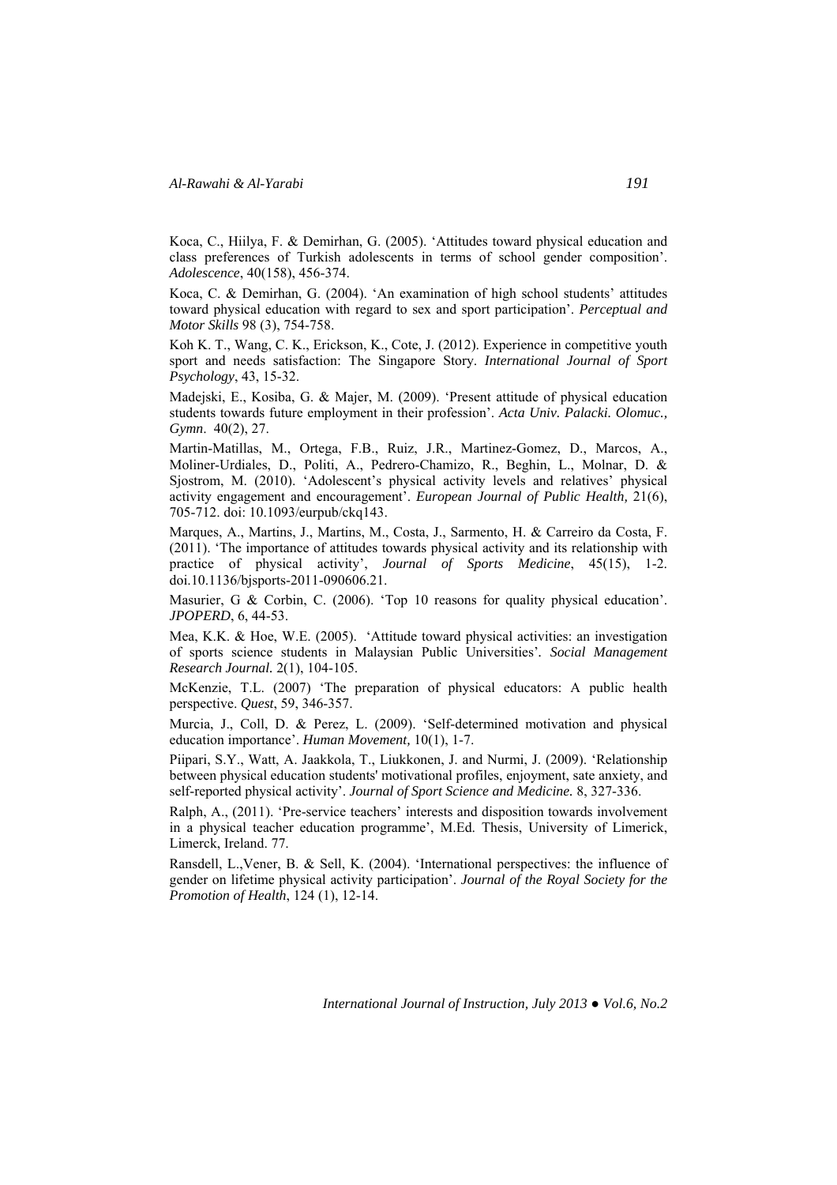Koca, C., Hiilya, F. & Demirhan, G. (2005). 'Attitudes toward physical education and class preferences of Turkish adolescents in terms of school gender composition'. *Adolescence*, 40(158), 456-374.

Koca, C. & Demirhan, G. (2004). 'An examination of high school students' attitudes toward physical education with regard to sex and sport participation'. *Perceptual and Motor Skills* 98 (3), 754-758.

Koh K. T., Wang, C. K., Erickson, K., Cote, J. (2012). Experience in competitive youth sport and needs satisfaction: The Singapore Story. *International Journal of Sport Psychology*, 43, 15-32.

Madejski, E., Kosiba, G. & Majer, M. (2009). 'Present attitude of physical education students towards future employment in their profession'. *Acta Univ. Palacki. Olomuc., Gymn*. 40(2), 27.

Martin-Matillas, M., Ortega, F.B., Ruiz, J.R., Martinez-Gomez, D., Marcos, A., Moliner-Urdiales, D., Politi, A., Pedrero-Chamizo, R., Beghin, L., Molnar, D. & Sjostrom, M. (2010). 'Adolescent's physical activity levels and relatives' physical activity engagement and encouragement'. *European Journal of Public Health,* 21(6), 705-712. doi: 10.1093/eurpub/ckq143.

Marques, A., Martins, J., Martins, M., Costa, J., Sarmento, H. & Carreiro da Costa, F. (2011). 'The importance of attitudes towards physical activity and its relationship with practice of physical activity', *Journal of Sports Medicine*, 45(15), 1-2. doi.10.1136/bjsports-2011-090606.21.

Masurier, G & Corbin, C. (2006). 'Top 10 reasons for quality physical education'. *JPOPERD*, 6, 44-53.

Mea, K.K. & Hoe, W.E. (2005). 'Attitude toward physical activities: an investigation of sports science students in Malaysian Public Universities'. *Social Management Research Journal.* 2(1), 104-105.

McKenzie, T.L. (2007) 'The preparation of physical educators: A public health perspective. *Quest*, 59, 346-357.

Murcia, J., Coll, D. & Perez, L. (2009). 'Self-determined motivation and physical education importance'. *Human Movement,* 10(1), 1-7.

Piipari, S.Y., Watt, A. Jaakkola, T., Liukkonen, J. and Nurmi, J. (2009). 'Relationship between physical education students' motivational profiles, enjoyment, sate anxiety, and self-reported physical activity'. *Journal of Sport Science and Medicine.* 8, 327-336.

Ralph, A., (2011). 'Pre-service teachers' interests and disposition towards involvement in a physical teacher education programme', M.Ed. Thesis, University of Limerick, Limerck, Ireland. 77.

Ransdell, L.,Vener, B. & Sell, K. (2004). 'International perspectives: the influence of gender on lifetime physical activity participation'. *Journal of the Royal Society for the Promotion of Health*, 124 (1), 12-14.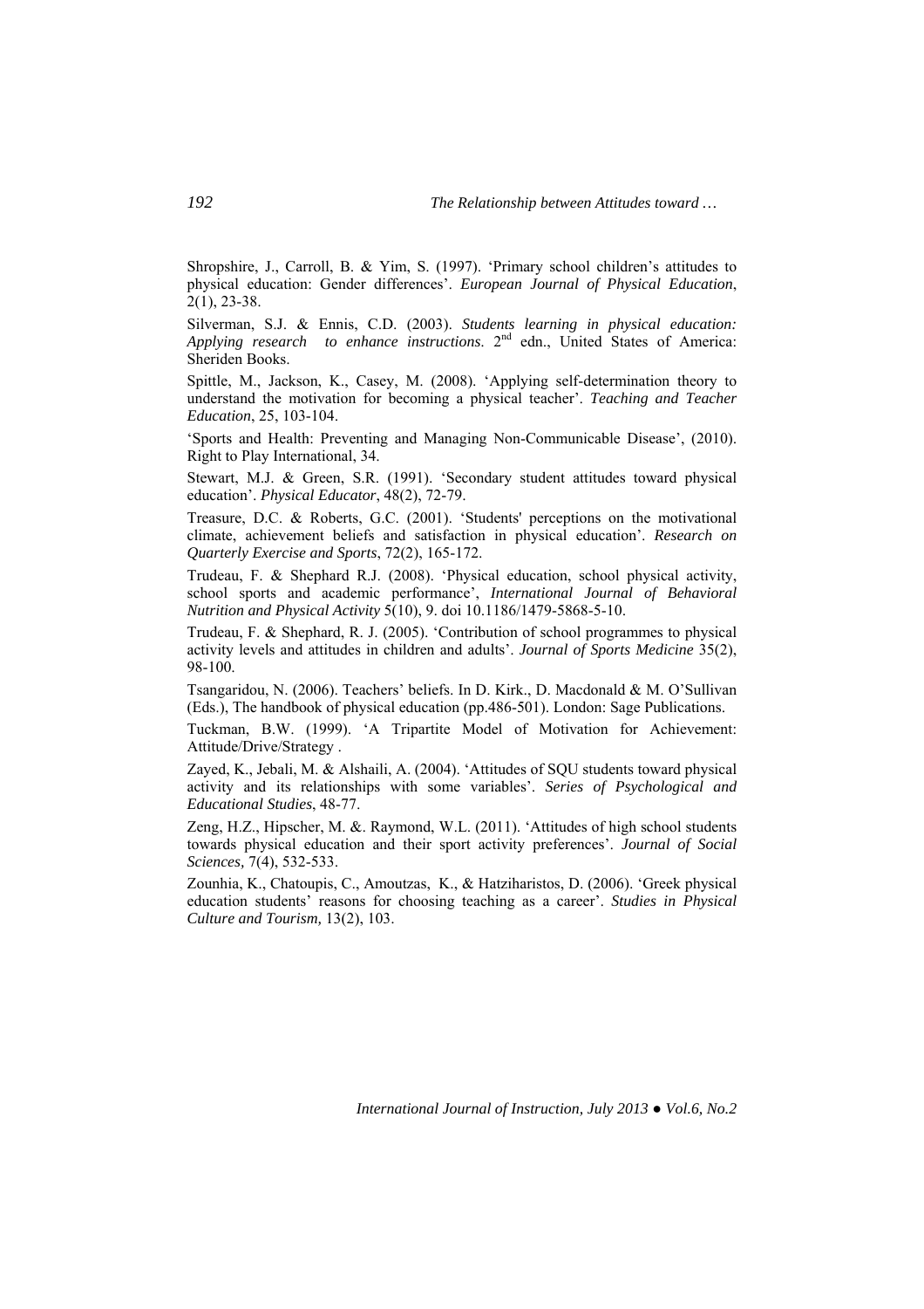Shropshire, J., Carroll, B. & Yim, S. (1997). 'Primary school children's attitudes to physical education: Gender differences'. *European Journal of Physical Education*, 2(1), 23-38.

Silverman, S.J. & Ennis, C.D. (2003). *Students learning in physical education: Applying research to enhance instructions*. 2nd edn., United States of America: Sheriden Books.

Spittle, M., Jackson, K., Casey, M. (2008). 'Applying self-determination theory to understand the motivation for becoming a physical teacher'. *Teaching and Teacher Education*, 25, 103-104.

'Sports and Health: Preventing and Managing Non-Communicable Disease', (2010). Right to Play International, 34.

Stewart, M.J. & Green, S.R. (1991). 'Secondary student attitudes toward physical education'. *Physical Educator*, 48(2), 72-79.

Treasure, D.C. & Roberts, G.C. (2001). 'Students' perceptions on the motivational climate, achievement beliefs and satisfaction in physical education'. *Research on Quarterly Exercise and Sports*, 72(2), 165-172.

Trudeau, F. & Shephard R.J. (2008). 'Physical education, school physical activity, school sports and academic performance', *International Journal of Behavioral Nutrition and Physical Activity* 5(10), 9. doi 10.1186/1479-5868-5-10.

Trudeau, F. & Shephard, R. J. (2005). 'Contribution of school programmes to physical activity levels and attitudes in children and adults'. *Journal of Sports Medicine* 35(2), 98-100.

Tsangaridou, N. (2006). Teachers' beliefs. In D. Kirk., D. Macdonald & M. O'Sullivan (Eds.), The handbook of physical education (pp.486-501). London: Sage Publications.

Tuckman, B.W. (1999). 'A Tripartite Model of Motivation for Achievement: Attitude/Drive/Strategy .

Zayed, K., Jebali, M. & Alshaili, A. (2004). 'Attitudes of SQU students toward physical activity and its relationships with some variables'. *Series of Psychological and Educational Studies*, 48-77.

Zeng, H.Z., Hipscher, M. &. Raymond, W.L. (2011). 'Attitudes of high school students towards physical education and their sport activity preferences'. *Journal of Social Sciences*, 7(4), 532-533.

Zounhia, K., Chatoupis, C., Amoutzas, K., & Hatziharistos, D. (2006). 'Greek physical education students' reasons for choosing teaching as a career'. *Studies in Physical Culture and Tourism,* 13(2), 103.